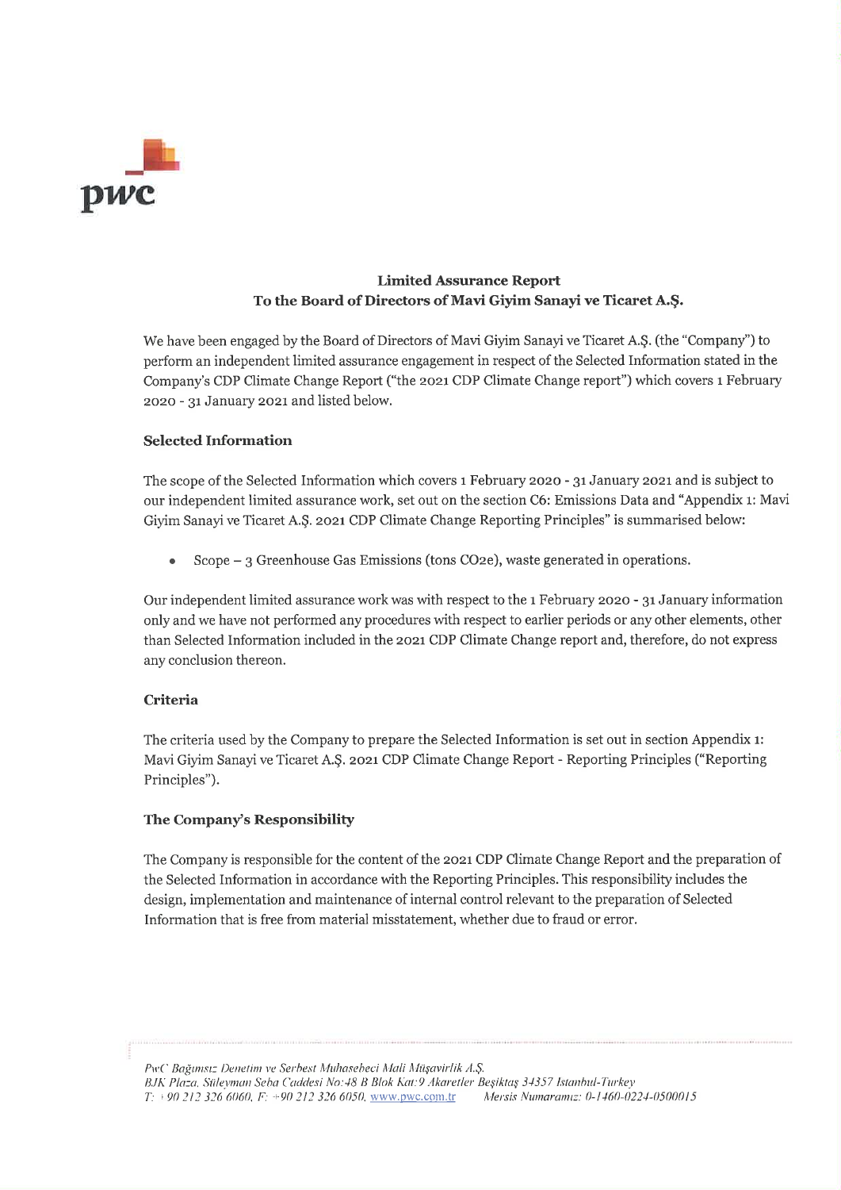**Limited Assurance Report**
**To the Board of Directors of Mavi Giyim Sanayi ve Ticaret A.Ş.**

We have been engaged by the Board of Directors of Mavi Giyim Sanayi ve Ticaret A.Ş. (the "Company") to perform an independent limited assurance engagement in respect of the Selected Information stated in the Company's CDP Climate Change Report ("the 2021 CDP Climate Change report") which covers 1 February 2020 - 31 January 2021 and listed below.

## Selected Information

The scope of the Selected Information which covers 1 February 2020 - 31 January 2021 and is subject to our independent limited assurance work, set out on the section C6: Emissions Data and "Appendix 1: Mavi Giyim Sanayi ve Ticaret A.Ş. 2021 CDP Climate Change Reporting Principles" is summarised below:

- Scope – 3 Greenhouse Gas Emissions (tons CO2e), waste generated in operations.

Our independent limited assurance work was with respect to the 1 February 2020 - 31 January information only and we have not performed any procedures with respect to earlier periods or any other elements, other than Selected Information included in the 2021 CDP Climate Change report and, therefore, do not express any conclusion thereon.

## Criteria

The criteria used by the Company to prepare the Selected Information is set out in section Appendix 1: Mavi Giyim Sanayi ve Ticaret A.Ş. 2021 CDP Climate Change Report - Reporting Principles ("Reporting Principles").

## The Company's Responsibility

The Company is responsible for the content of the 2021 CDP Climate Change Report and the preparation of the Selected Information in accordance with the Reporting Principles. This responsibility includes the design, implementation and maintenance of internal control relevant to the preparation of Selected Information that is free from material misstatement, whether due to fraud or error.

*PwC Bağımsız Denetim ve Serbest Muhasebeci Mali Müşavirlik A.Ş.*
*BJK Plaza, Süleyman Seba Caddesi No:48 B Blok Kat:9 Akaretler Beşiktaş 34357 İstanbul-Turkey*
*T: +90 212 326 6060, F: +90 212 326 6050, www.pwc.com.tr Mersis Numaramız: 0-1460-0224-0500015*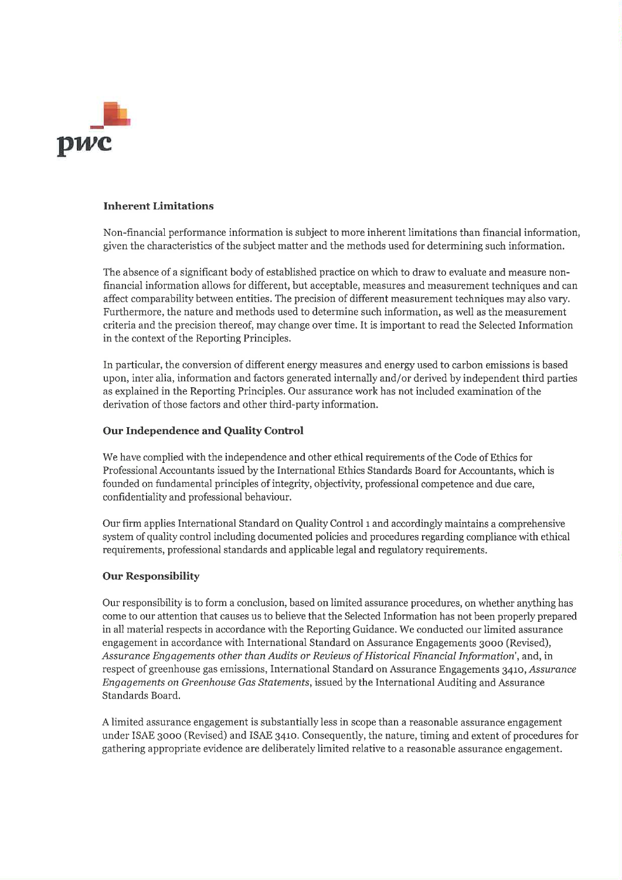### Inherent Limitations

Non-financial performance information is subject to more inherent limitations than financial information, given the characteristics of the subject matter and the methods used for determining such information.

The absence of a significant body of established practice on which to draw to evaluate and measure non-financial information allows for different, but acceptable, measures and measurement techniques and can affect comparability between entities. The precision of different measurement techniques may also vary. Furthermore, the nature and methods used to determine such information, as well as the measurement criteria and the precision thereof, may change over time. It is important to read the Selected Information in the context of the Reporting Principles.

In particular, the conversion of different energy measures and energy used to carbon emissions is based upon, inter alia, information and factors generated internally and/or derived by independent third parties as explained in the Reporting Principles. Our assurance work has not included examination of the derivation of those factors and other third-party information.

### Our Independence and Quality Control

We have complied with the independence and other ethical requirements of the Code of Ethics for Professional Accountants issued by the International Ethics Standards Board for Accountants, which is founded on fundamental principles of integrity, objectivity, professional competence and due care, confidentiality and professional behaviour.

Our firm applies International Standard on Quality Control 1 and accordingly maintains a comprehensive system of quality control including documented policies and procedures regarding compliance with ethical requirements, professional standards and applicable legal and regulatory requirements.

### Our Responsibility

Our responsibility is to form a conclusion, based on limited assurance procedures, on whether anything has come to our attention that causes us to believe that the Selected Information has not been properly prepared in all material respects in accordance with the Reporting Guidance. We conducted our limited assurance engagement in accordance with International Standard on Assurance Engagements 3000 (Revised), *Assurance Engagements other than Audits or Reviews of Historical Financial Information*', and, in respect of greenhouse gas emissions, International Standard on Assurance Engagements 3410, *Assurance Engagements on Greenhouse Gas Statements*, issued by the International Auditing and Assurance Standards Board.

A limited assurance engagement is substantially less in scope than a reasonable assurance engagement under ISAE 3000 (Revised) and ISAE 3410. Consequently, the nature, timing and extent of procedures for gathering appropriate evidence are deliberately limited relative to a reasonable assurance engagement.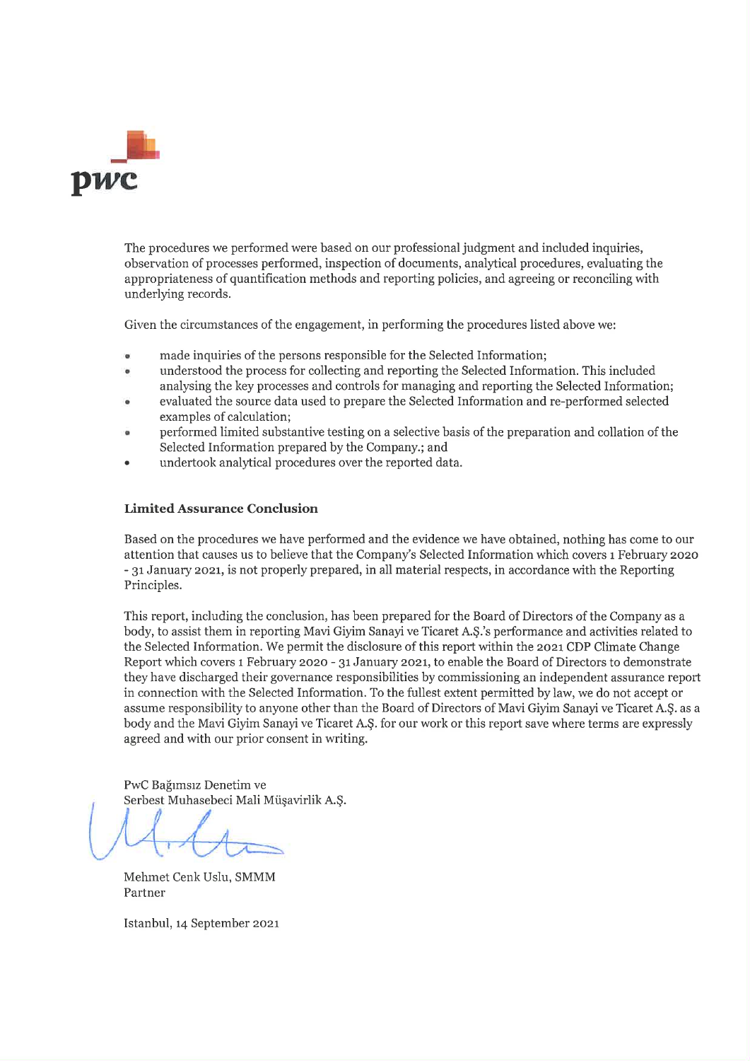The procedures we performed were based on our professional judgment and included inquiries, observation of processes performed, inspection of documents, analytical procedures, evaluating the appropriateness of quantification methods and reporting policies, and agreeing or reconciling with underlying records.

Given the circumstances of the engagement, in performing the procedures listed above we:

- made inquiries of the persons responsible for the Selected Information;
- understood the process for collecting and reporting the Selected Information. This included analysing the key processes and controls for managing and reporting the Selected Information;
- evaluated the source data used to prepare the Selected Information and re-performed selected examples of calculation;
- performed limited substantive testing on a selective basis of the preparation and collation of the Selected Information prepared by the Company.; and
- undertook analytical procedures over the reported data.

### Limited Assurance Conclusion

Based on the procedures we have performed and the evidence we have obtained, nothing has come to our attention that causes us to believe that the Company's Selected Information which covers 1 February 2020 - 31 January 2021, is not properly prepared, in all material respects, in accordance with the Reporting Principles.

This report, including the conclusion, has been prepared for the Board of Directors of the Company as a body, to assist them in reporting Mavi Giyim Sanayi ve Ticaret A.Ş.'s performance and activities related to the Selected Information. We permit the disclosure of this report within the 2021 CDP Climate Change Report which covers 1 February 2020 - 31 January 2021, to enable the Board of Directors to demonstrate they have discharged their governance responsibilities by commissioning an independent assurance report in connection with the Selected Information. To the fullest extent permitted by law, we do not accept or assume responsibility to anyone other than the Board of Directors of Mavi Giyim Sanayi ve Ticaret A.Ş. as a body and the Mavi Giyim Sanayi ve Ticaret A.Ş. for our work or this report save where terms are expressly agreed and with our prior consent in writing.

PwC Bağımsız Denetim ve
Serbest Muhasebeci Mali Müşavirlik A.Ş.

Mehmet Cenk Uslu, SMMM
Partner

Istanbul, 14 September 2021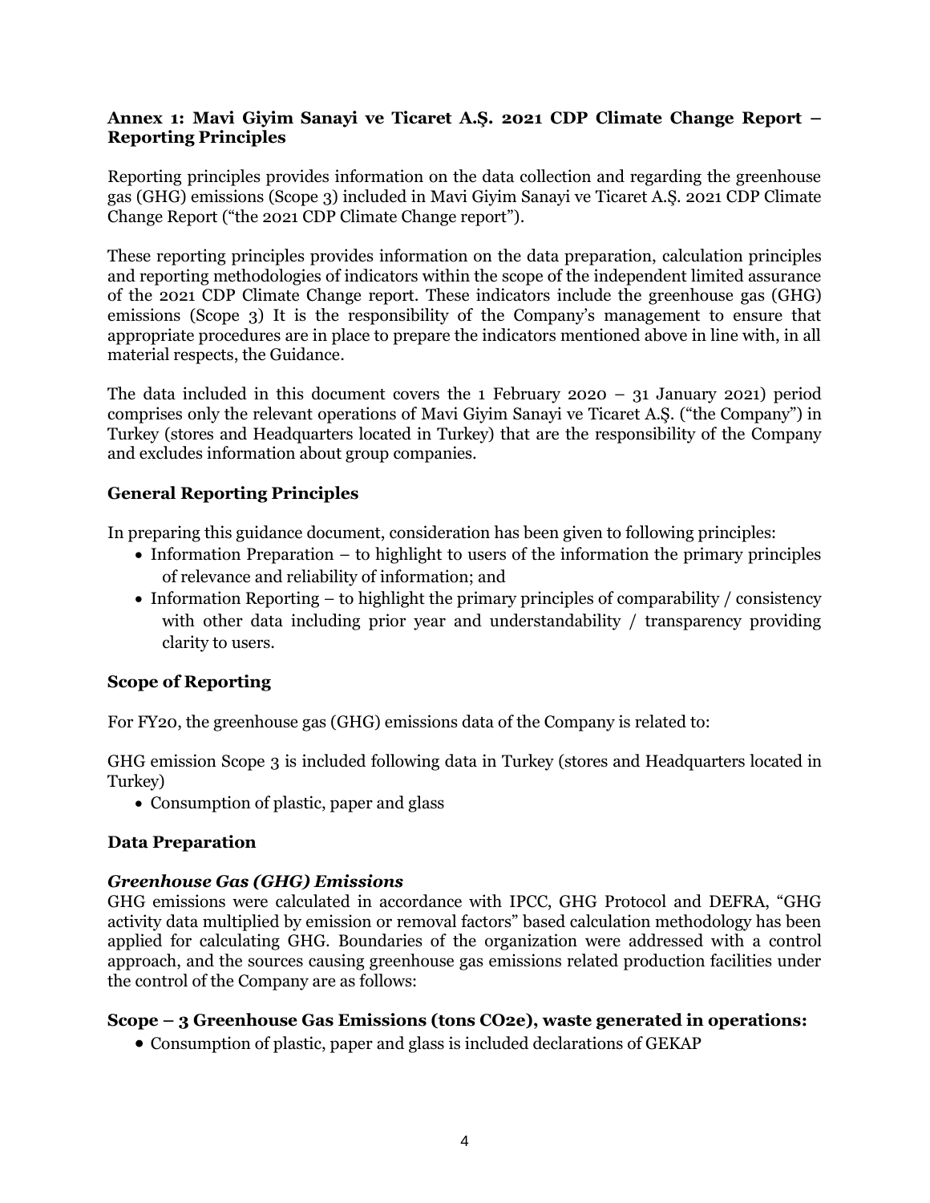**Annex 1: Mavi Giyim Sanayi ve Ticaret A.Ş. 2021 CDP Climate Change Report – Reporting Principles**

Reporting principles provides information on the data collection and regarding the greenhouse gas (GHG) emissions (Scope 3) included in Mavi Giyim Sanayi ve Ticaret A.Ş. 2021 CDP Climate Change Report ("the 2021 CDP Climate Change report").

These reporting principles provides information on the data preparation, calculation principles and reporting methodologies of indicators within the scope of the independent limited assurance of the 2021 CDP Climate Change report. These indicators include the greenhouse gas (GHG) emissions (Scope 3) It is the responsibility of the Company's management to ensure that appropriate procedures are in place to prepare the indicators mentioned above in line with, in all material respects, the Guidance.

The data included in this document covers the 1 February 2020 – 31 January 2021) period comprises only the relevant operations of Mavi Giyim Sanayi ve Ticaret A.Ş. ("the Company") in Turkey (stores and Headquarters located in Turkey) that are the responsibility of the Company and excludes information about group companies.

## General Reporting Principles

In preparing this guidance document, consideration has been given to following principles:

- Information Preparation – to highlight to users of the information the primary principles of relevance and reliability of information; and
- Information Reporting – to highlight the primary principles of comparability / consistency with other data including prior year and understandability / transparency providing clarity to users.

## Scope of Reporting

For FY20, the greenhouse gas (GHG) emissions data of the Company is related to:

GHG emission Scope 3 is included following data in Turkey (stores and Headquarters located in Turkey)

- Consumption of plastic, paper and glass

## Data Preparation

### *Greenhouse Gas (GHG) Emissions*

GHG emissions were calculated in accordance with IPCC, GHG Protocol and DEFRA, "GHG activity data multiplied by emission or removal factors" based calculation methodology has been applied for calculating GHG. Boundaries of the organization were addressed with a control approach, and the sources causing greenhouse gas emissions related production facilities under the control of the Company are as follows:

**Scope – 3 Greenhouse Gas Emissions (tons $CO_2e$), waste generated in operations:**

- Consumption of plastic, paper and glass is included declarations of GEKAP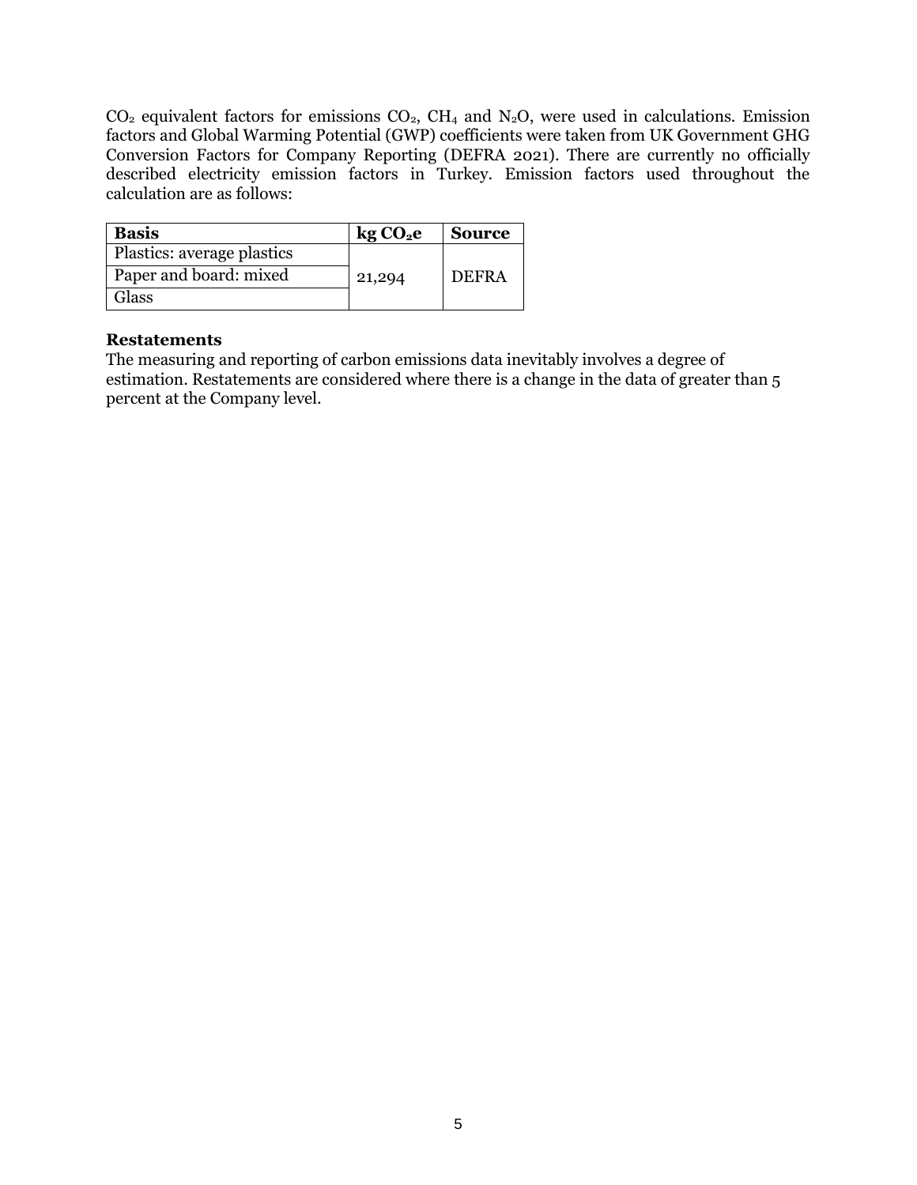$CO_2$ equivalent factors for emissions $CO_2$, $CH_4$ and $N_2O$, were used in calculations. Emission factors and Global Warming Potential (GWP) coefficients were taken from UK Government GHG Conversion Factors for Company Reporting (DEFRA 2021). There are currently no officially described electricity emission factors in Turkey. Emission factors used throughout the calculation are as follows:

| Basis | kg $CO_2$e | Source |
|---|---|---|
| Plastics: average plastics | 21,294 | DEFRA |
| Paper and board: mixed | | |
| Glass | | |

**Restatements**

The measuring and reporting of carbon emissions data inevitably involves a degree of estimation. Restatements are considered where there is a change in the data of greater than 5 percent at the Company level.